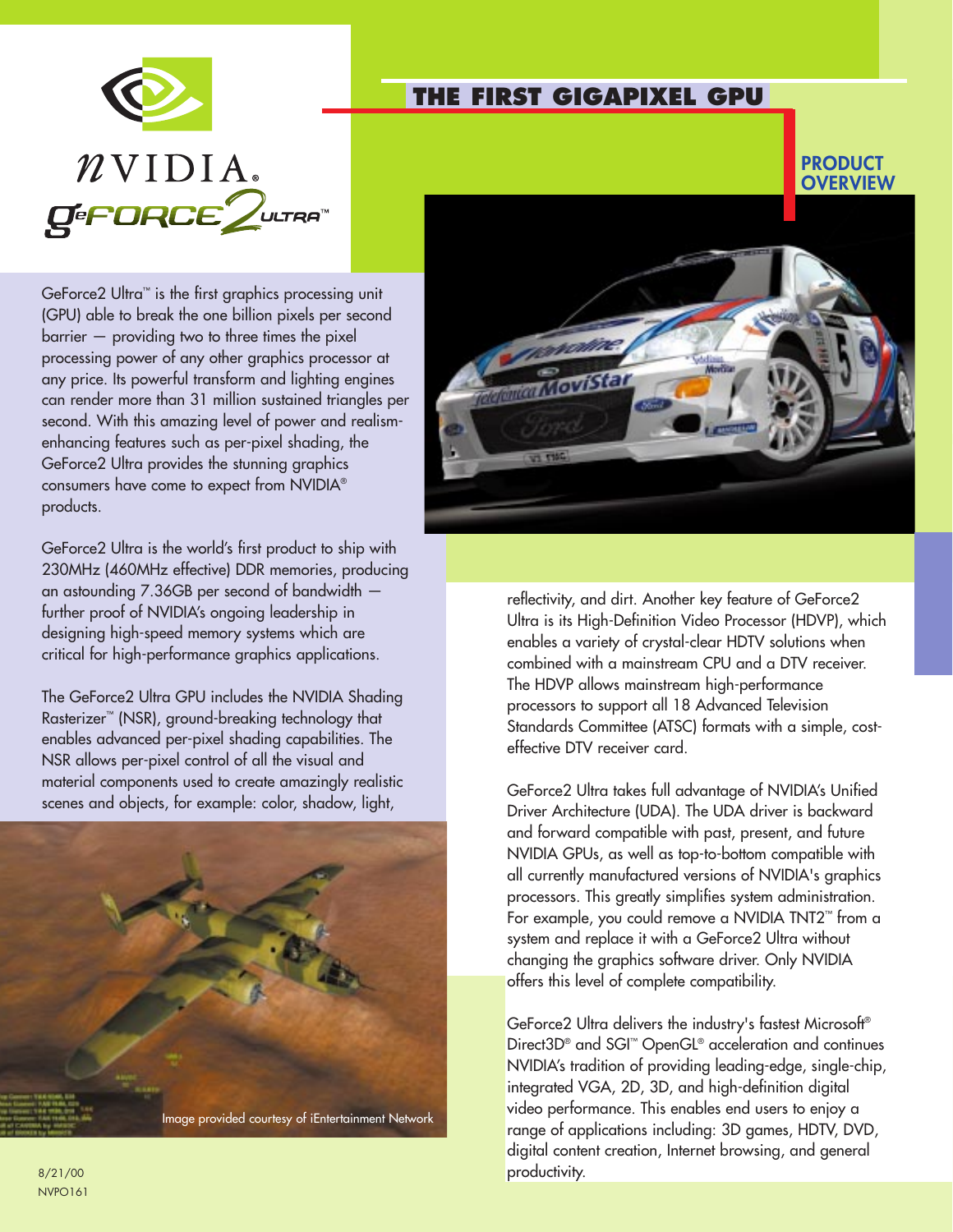NVIDIA GeForce2 Ultra™

# THE FIRST GIGAPIXEL GPU

## PRODUCT OVERVIEW

GeForce2 Ultra™ is the first graphics processing unit (GPU) able to break the one billion pixels per second barrier — providing two to three times the pixel processing power of any other graphics processor at any price. Its powerful transform and lighting engines can render more than 31 million sustained triangles per second. With this amazing level of power and realism-enhancing features such as per-pixel shading, the GeForce2 Ultra provides the stunning graphics consumers have come to expect from NVIDIA® products.

GeForce2 Ultra is the world's first product to ship with 230MHz (460MHz effective) DDR memories, producing an astounding 7.36GB per second of bandwidth — further proof of NVIDIA's ongoing leadership in designing high-speed memory systems which are critical for high-performance graphics applications.

The GeForce2 Ultra GPU includes the NVIDIA Shading Rasterizer™ (NSR), ground-breaking technology that enables advanced per-pixel shading capabilities. The NSR allows per-pixel control of all the visual and material components used to create amazingly realistic scenes and objects, for example: color, shadow, light, reflectivity, and dirt. Another key feature of GeForce2 Ultra is its High-Definition Video Processor (HDVP), which enables a variety of crystal-clear HDTV solutions when combined with a mainstream CPU and a DTV receiver. The HDVP allows mainstream high-performance processors to support all 18 Advanced Television Standards Committee (ATSC) formats with a simple, cost-effective DTV receiver card.

Image provided courtesy of iEntertainment Network

GeForce2 Ultra takes full advantage of NVIDIA's Unified Driver Architecture (UDA). The UDA driver is backward and forward compatible with past, present, and future NVIDIA GPUs, as well as top-to-bottom compatible with all currently manufactured versions of NVIDIA's graphics processors. This greatly simplifies system administration. For example, you could remove a NVIDIA TNT2™ from a system and replace it with a GeForce2 Ultra without changing the graphics software driver. Only NVIDIA offers this level of complete compatibility.

GeForce2 Ultra delivers the industry's fastest Microsoft® Direct3D® and SGI™ OpenGL® acceleration and continues NVIDIA's tradition of providing leading-edge, single-chip, integrated VGA, 2D, 3D, and high-definition digital video performance. This enables end users to enjoy a range of applications including: 3D games, HDTV, DVD, digital content creation, Internet browsing, and general productivity.

8/21/00
NVPO161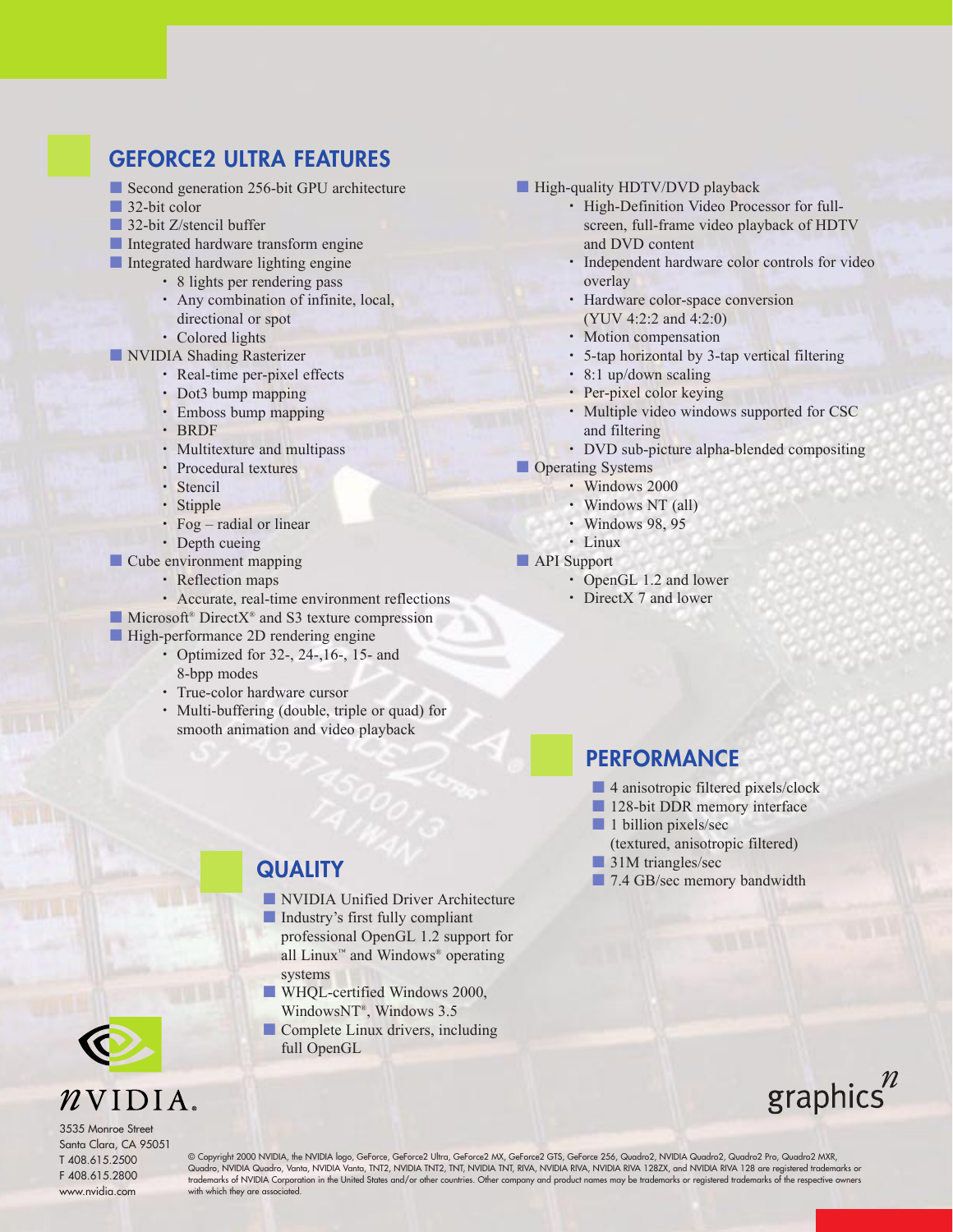## GEFORCE2 ULTRA FEATURES

- Second generation 256-bit GPU architecture
- 32-bit color
- 32-bit Z/stencil buffer
- Integrated hardware transform engine
- Integrated hardware lighting engine
  - 8 lights per rendering pass
  - Any combination of infinite, local, directional or spot
  - Colored lights
- NVIDIA Shading Rasterizer
  - Real-time per-pixel effects
  - Dot3 bump mapping
  - Emboss bump mapping
  - BRDF
  - Multitexture and multipass
  - Procedural textures
  - Stencil
  - Stipple
  - Fog – radial or linear
  - Depth cueing
- Cube environment mapping
  - Reflection maps
  - Accurate, real-time environment reflections
- Microsoft® DirectX® and S3 texture compression
- High-performance 2D rendering engine
  - Optimized for 32-, 24-,16-, 15- and 8-bpp modes
  - True-color hardware cursor
  - Multi-buffering (double, triple or quad) for smooth animation and video playback
- High-quality HDTV/DVD playback
  - High-Definition Video Processor for full-screen, full-frame video playback of HDTV and DVD content
  - Independent hardware color controls for video overlay
  - Hardware color-space conversion (YUV 4:2:2 and 4:2:0)
  - Motion compensation
  - 5-tap horizontal by 3-tap vertical filtering
  - 8:1 up/down scaling
  - Per-pixel color keying
  - Multiple video windows supported for CSC and filtering
  - DVD sub-picture alpha-blended compositing
- Operating Systems
  - Windows 2000
  - Windows NT (all)
  - Windows 98, 95
  - Linux
- API Support
  - OpenGL 1.2 and lower
  - DirectX 7 and lower

## QUALITY

- NVIDIA Unified Driver Architecture
- Industry's first fully compliant professional OpenGL 1.2 support for all Linux™ and Windows® operating systems
- WHQL-certified Windows 2000, WindowsNT®, Windows 3.5
- Complete Linux drivers, including full OpenGL

## PERFORMANCE

- 4 anisotropic filtered pixels/clock
- 128-bit DDR memory interface
- 1 billion pixels/sec (textured, anisotropic filtered)
- 31M triangles/sec
- 7.4 GB/sec memory bandwidth

NVIDIA.

3535 Monroe Street
Santa Clara, CA 95051
T 408.615.2500
F 408.615.2800
www.nvidia.com

graphics^n

© Copyright 2000 NVIDIA, the NVIDIA logo, GeForce, GeForce2 Ultra, GeForce2 MX, GeForce2 GTS, GeForce 256, Quadro2, NVIDIA Quadro2, Quadro2 Pro, Quadro2 MXR, Quadro, NVIDIA Quadro, Vanta, NVIDIA Vanta, TNT2, NVIDIA TNT2, TNT, NVIDIA TNT, RIVA, NVIDIA RIVA, NVIDIA RIVA 128ZX, and NVIDIA RIVA 128 are registered trademarks or trademarks of NVIDIA Corporation in the United States and/or other countries. Other company and product names may be trademarks or registered trademarks of the respective owners with which they are associated.